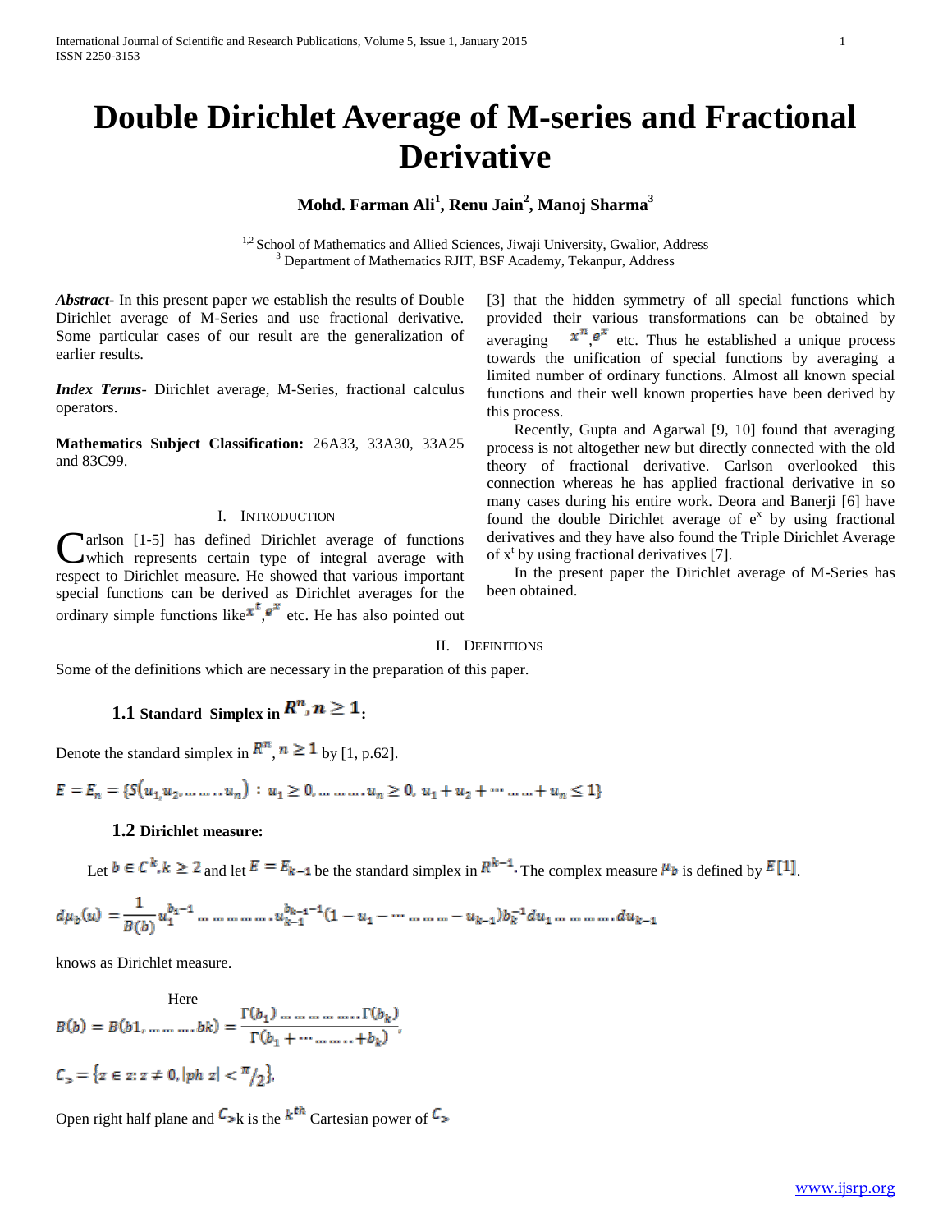# Double Dirichlet Average of M-series and Fractional Derivative

**Mohd. Farman Ali[1], Renu Jain[2], Manoj Sharma[3]**

[1,2] School of Mathematics and Allied Sciences, Jiwaji University, Gwalior, Address
[3] Department of Mathematics RJIT, BSF Academy, Tekanpur, Address

***Abstract***- In this present paper we establish the results of Double Dirichlet average of M-Series and use fractional derivative. Some particular cases of our result are the generalization of earlier results.

***Index Terms***- Dirichlet average, M-Series, fractional calculus operators.

**Mathematics Subject Classification:** 26A33, 33A30, 33A25 and 83C99.

## I. Introduction

Carlson [1-5] has defined Dirichlet average of functions which represents certain type of integral average with respect to Dirichlet measure. He showed that various important special functions can be derived as Dirichlet averages for the ordinary simple functions like $x^t, e^x$ etc. He has also pointed out [3] that the hidden symmetry of all special functions which provided their various transformations can be obtained by averaging $x^n, e^x$ etc. Thus he established a unique process towards the unification of special functions by averaging a limited number of ordinary functions. Almost all known special functions and their well known properties have been derived by this process.

Recently, Gupta and Agarwal [9, 10] found that averaging process is not altogether new but directly connected with the old theory of fractional derivative. Carlson overlooked this connection whereas he has applied fractional derivative in so many cases during his entire work. Deora and Banerji [6] have found the double Dirichlet average of $e^x$ by using fractional derivatives and they have also found the Triple Dirichlet Average of $x^t$ by using fractional derivatives [7].

In the present paper the Dirichlet average of M-Series has been obtained.

## II. Definitions

Some of the definitions which are necessary in the preparation of this paper.

### 1.1 Standard Simplex in $R^n, n \geq 1$:

Denote the standard simplex in $R^n$, $n \geq 1$ by [1, p.62].

$$E = E_n = \{S(u_1, u_2, \ldots \ldots u_n) : u_1 \geq 0, \ldots \ldots u_n \geq 0,\ u_1 + u_2 + \cdots \ldots + u_n \leq 1\}$$

### 1.2 Dirichlet measure:

Let $b \in C^k, k \geq 2$ and let $E = E_{k-1}$ be the standard simplex in $R^{k-1}$. The complex measure $\mu_b$ is defined by $E[1]$.

$$d\mu_b(u) = \frac{1}{B(b)} u_1^{b_1-1} \ldots \ldots \ldots u_{k-1}^{b_{k-1}-1}(1 - u_1 - \cdots \ldots - u_{k-1})b_k^{-1} du_1 \ldots \ldots du_{k-1}$$

knows as Dirichlet measure.

Here

$$B(b) = B(b1, \ldots \ldots bk) = \frac{\Gamma(b_1) \ldots \ldots \Gamma(b_k)}{\Gamma(b_1 + \cdots \ldots + b_k)},$$

$$C_> = \{z \in z : z \neq 0, |ph\ z| < \pi/2\},$$

Open right half plane and $C_>k$ is the $k^{th}$ Cartesian power of $C_>$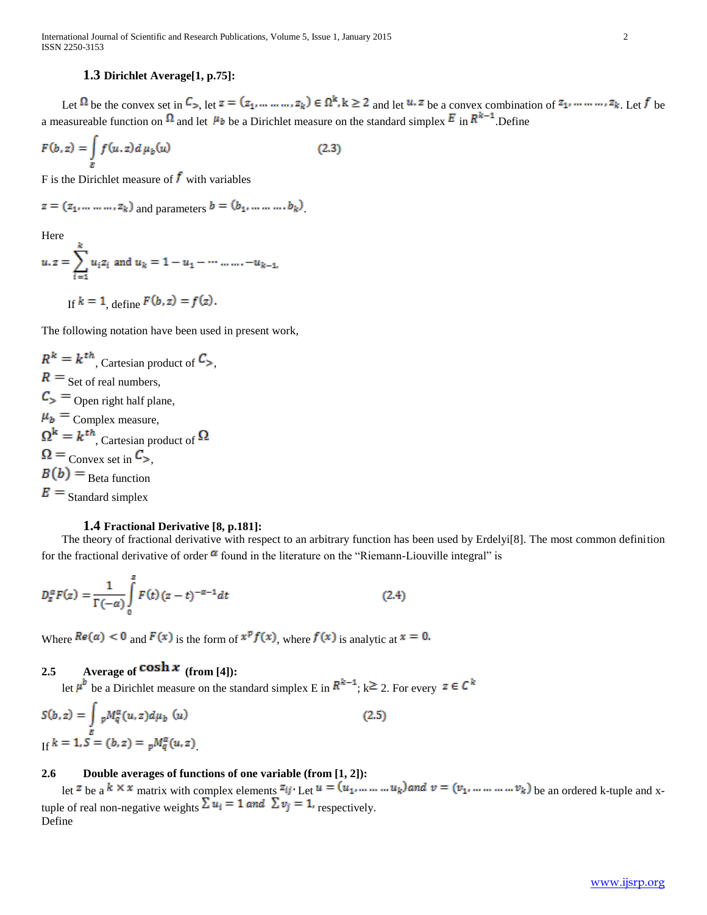### 1.3 Dirichlet Average[1, p.75]:

Let $\Omega$ be the convex set in $C_>$, let $z = (z_1, \dots\dots, z_k) \in \Omega^k, k \geq 2$ and let $u.z$ be a convex combination of $z_1, \dots\dots, z_k$. Let $f$ be a measureable function on $\Omega$ and let $\mu_b$ be a Dirichlet measure on the standard simplex $E$ in $R^{k-1}$.Define

$$F(b, z) = \int_E f(u.z) d\,\mu_b(u) \qquad (2.3)$$

F is the Dirichlet measure of $f$ with variables

$z = (z_1, \dots\dots, z_k)$ and parameters $b = (b_1, \dots\dots, b_k)$.

Here

$$u.z = \sum_{i=1}^{k} u_i z_i \text{ and } u_k = 1 - u_1 - \dots\dots - u_{k-1}.$$

If $k = 1$, define $F(b, z) = f(z)$.

The following notation have been used in present work,

$R^k = k^{th}$, Cartesian product of $C_>$,
$R =$ Set of real numbers,
$C_> =$ Open right half plane,
$\mu_b =$ Complex measure,
$\Omega^k = k^{th}$, Cartesian product of $\Omega$
$\Omega =$ Convex set in $C_>$,
$B(b) =$ Beta function
$E =$ Standard simplex

### 1.4 Fractional Derivative [8, p.181]:

The theory of fractional derivative with respect to an arbitrary function has been used by Erdelyi[8]. The most common definition for the fractional derivative of order $\alpha$ found in the literature on the "Riemann-Liouville integral" is

$$D_z^\alpha F(z) = \frac{1}{\Gamma(-\alpha)} \int_0^z F(t)(z-t)^{-\alpha-1} dt \qquad (2.4)$$

Where $Re(\alpha) < 0$ and $F(x)$ is the form of $x^p f(x)$, where $f(x)$ is analytic at $x = 0$.

### 2.5 Average of $\cosh x$ (from [4]):

let $\mu^b$ be a Dirichlet measure on the standard simplex E in $R^{k-1}$; k$\geq$ 2. For every $z \in C^k$

$$S(b, z) = \int_E {}_pM_q^\alpha(u, z) d\mu_b\,(u) \qquad (2.5)$$

If $k = 1, S = (b, z) = {}_pM_q^\alpha(u, z)$.

### 2.6 Double averages of functions of one variable (from [1, 2]):

let $z$ be a $k \times x$ matrix with complex elements $z_{ij}$. Let $u = (u_1, \dots\dots u_k)$ and $v = (v_1, \dots\dots v_k)$ be an ordered k-tuple and x-tuple of real non-negative weights $\sum u_i = 1$ and $\sum v_j = 1$, respectively.
Define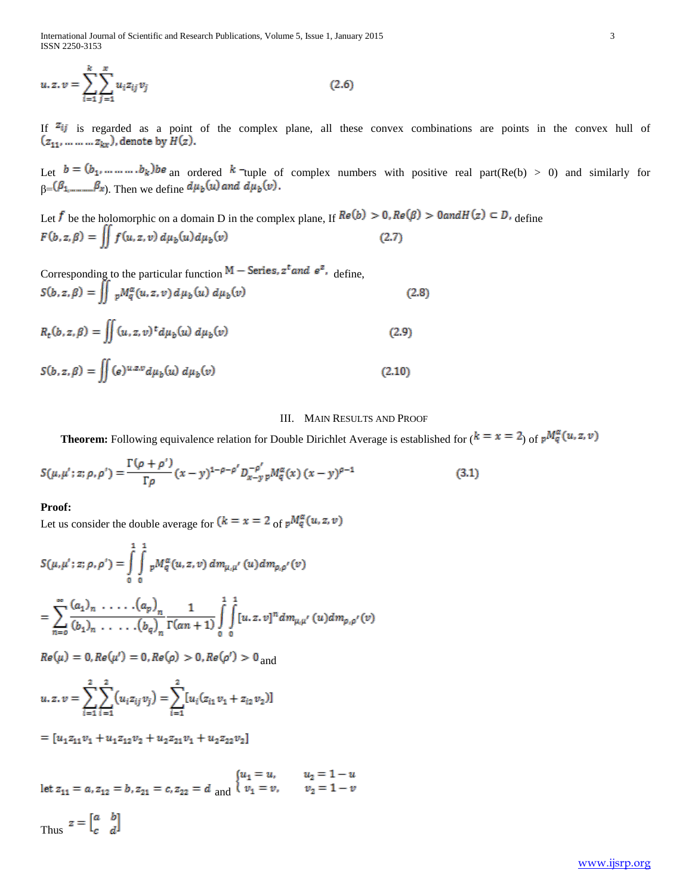$$u.z.v = \sum_{i=1}^{k}\sum_{j=1}^{x} u_i z_{ij} v_j \qquad (2.6)$$

If $z_{ij}$ is regarded as a point of the complex plane, all these convex combinations are points in the convex hull of $(z_{11}, \ldots\ldots z_{kx})$, denote by $H(z)$.

Let $b = (b_1, \ldots\ldots\ldots b_k)$ be an ordered $k$-tuple of complex numbers with positive real part(Re(b) > 0) and similarly for β=$(\beta_1 \ldots\ldots \beta_x)$. Then we define $d\mu_b(u)$ and $d\mu_b(v)$.

Let $f$ be the holomorphic on a domain D in the complex plane, If $Re(b) > 0, Re(\beta) > 0$ and $H(z) \subset D$, define

$$F(b, z, \beta) = \iint f(u, z, v)\, d\mu_b(u) d\mu_b(v) \qquad (2.7)$$

Corresponding to the particular function $\mathrm{M} - \text{Series}, z^t$ and $e^z$, define,

$$S(b, z, \beta) = \iint {}_pM_q^{\alpha}(u, z, v)\, d\mu_b(u)\, d\mu_b(v) \qquad (2.8)$$

$$R_t(b, z, \beta) = \iint (u, z, v)^t d\mu_b(u)\, d\mu_b(v) \qquad (2.9)$$

$$S(b, z, \beta) = \iint (e)^{u.z.v} d\mu_b(u)\, d\mu_b(v) \qquad (2.10)$$

## III. Main Results and Proof

**Theorem:** Following equivalence relation for Double Dirichlet Average is established for ($k = x = 2$) of ${}_pM_q^{\alpha}(u, z, v)$

$$S(\mu, \mu'; z; \rho, \rho') = \frac{\Gamma(\rho + \rho')}{\Gamma\rho}(x - y)^{1-\rho-\rho'} D_{x-y}^{-\rho'}\, {}_pM_q^{\alpha}(x)\,(x - y)^{\rho-1} \qquad (3.1)$$

**Proof:**

Let us consider the double average for ($k = x = 2$ of ${}_pM_q^{\alpha}(u, z, v)$

$$S(\mu, \mu'; z; \rho, \rho') = \int_0^1\int_0^1 {}_pM_q^{\alpha}(u, z, v)\, dm_{\mu,\mu'}(u) dm_{\rho,\rho'}(v)$$

$$= \sum_{n=0}^{\infty} \frac{(a_1)_n \;.\;.\;.\;.\;.(a_p)_n}{(b_1)_n \;.\;.\;.\;.\;.(b_q)_n} \frac{1}{\Gamma(\alpha n + 1)} \int_0^1\int_0^1 [u.z.v]^n dm_{\mu,\mu'}(u) dm_{\rho,\rho'}(v)$$

$Re(\mu) = 0, Re(\mu') = 0, Re(\rho) > 0, Re(\rho') > 0$ and

$$u.z.v = \sum_{i=1}^{2}\sum_{i=1}^{2}(u_i z_{ij} v_j) = \sum_{i=1}^{2}[u_i(z_{i1}v_1 + z_{i2}v_2)]$$

$$= [u_1 z_{11} v_1 + u_1 z_{12} v_2 + u_2 z_{21} v_1 + u_2 z_{22} v_2]$$

let $z_{11} = a, z_{12} = b, z_{21} = c, z_{22} = d$ and $\begin{cases} u_1 = u, & u_2 = 1 - u \\ v_1 = v, & v_2 = 1 - v \end{cases}$

Thus $z = \begin{bmatrix} a & b \\ c & d \end{bmatrix}$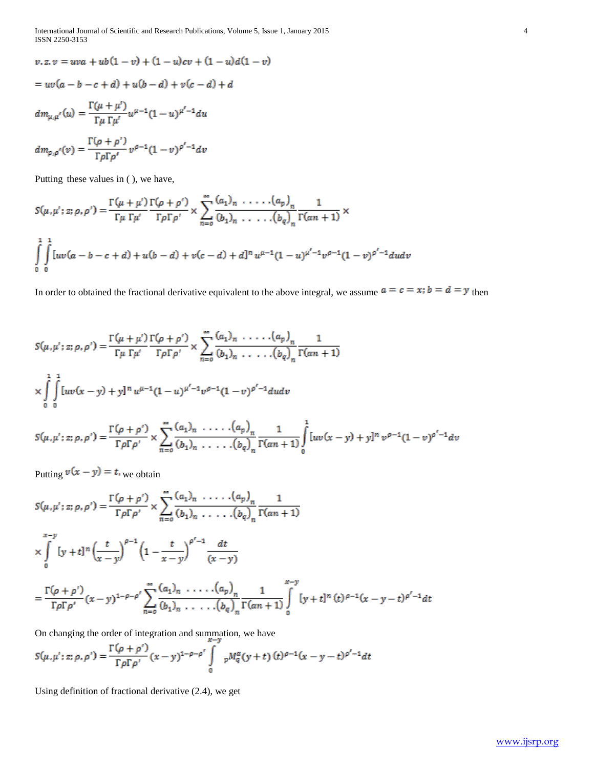$$v.z.v = uva + ub(1-v) + (1-u)cv + (1-u)d(1-v)$$

$$= uv(a-b-c+d) + u(b-d) + v(c-d) + d$$

$$dm_{\mu,\mu'}(u) = \frac{\Gamma(\mu+\mu')}{\Gamma\mu\,\Gamma\mu'} u^{\mu-1}(1-u)^{\mu'-1}du$$

$$dm_{\rho,\rho'}(v) = \frac{\Gamma(\rho+\rho')}{\Gamma\rho\Gamma\rho'} v^{\rho-1}(1-v)^{\rho'-1}dv$$

Putting these values in ( ), we have,

$$S(\mu,\mu';z;\rho,\rho') = \frac{\Gamma(\mu+\mu')}{\Gamma\mu\,\Gamma\mu'}\frac{\Gamma(\rho+\rho')}{\Gamma\rho\Gamma\rho'} \times \sum_{n=0}^{\infty}\frac{(a_1)_n\,\ldots\ldots(a_p)_n}{(b_1)_n\,\ldots\ldots(b_q)_n}\frac{1}{\Gamma(\alpha n+1)} \times$$

$$\int_0^1\int_0^1 [uv(a-b-c+d)+u(b-d)+v(c-d)+d]^n u^{\mu-1}(1-u)^{\mu'-1}v^{\rho-1}(1-v)^{\rho'-1}dudv$$

In order to obtained the fractional derivative equivalent to the above integral, we assume $a=c=x; b=d=y$ then

$$S(\mu,\mu';z;\rho,\rho') = \frac{\Gamma(\mu+\mu')}{\Gamma\mu\,\Gamma\mu'}\frac{\Gamma(\rho+\rho')}{\Gamma\rho\Gamma\rho'} \times \sum_{n=0}^{\infty}\frac{(a_1)_n\,\ldots\ldots(a_p)_n}{(b_1)_n\,\ldots\ldots(b_q)_n}\frac{1}{\Gamma(\alpha n+1)}$$

$$\times\int_0^1\int_0^1 [uv(x-y)+y]^n u^{\mu-1}(1-u)^{\mu'-1}v^{\rho-1}(1-v)^{\rho'-1}dudv$$

$$S(\mu,\mu';z;\rho,\rho') = \frac{\Gamma(\rho+\rho')}{\Gamma\rho\Gamma\rho'} \times \sum_{n=0}^{\infty}\frac{(a_1)_n\,\ldots\ldots(a_p)_n}{(b_1)_n\,\ldots\ldots(b_q)_n}\frac{1}{\Gamma(\alpha n+1)}\int_0^1 [uv(x-y)+y]^n v^{\rho-1}(1-v)^{\rho'-1}dv$$

Putting $v(x-y)=t$, we obtain

$$S(\mu,\mu';z;\rho,\rho') = \frac{\Gamma(\rho+\rho')}{\Gamma\rho\Gamma\rho'} \times \sum_{n=0}^{\infty}\frac{(a_1)_n\,\ldots\ldots(a_p)_n}{(b_1)_n\,\ldots\ldots(b_q)_n}\frac{1}{\Gamma(\alpha n+1)}$$

$$\times\int_0^{x-y} [y+t]^n \left(\frac{t}{x-y}\right)^{\rho-1}\left(1-\frac{t}{x-y}\right)^{\rho'-1}\frac{dt}{(x-y)}$$

$$= \frac{\Gamma(\rho+\rho')}{\Gamma\rho\Gamma\rho'}(x-y)^{1-\rho-\rho'}\sum_{n=0}^{\infty}\frac{(a_1)_n\,\ldots\ldots(a_p)_n}{(b_1)_n\,\ldots\ldots(b_q)_n}\frac{1}{\Gamma(\alpha n+1)}\int_0^{x-y} [y+t]^n\,(t)^{\rho-1}(x-y-t)^{\rho'-1}dt$$

On changing the order of integration and summation, we have

$$S(\mu,\mu';z;\rho,\rho') = \frac{\Gamma(\rho+\rho')}{\Gamma\rho\Gamma\rho'}(x-y)^{1-\rho-\rho'}\int_0^{x-y} {}_pM_q^{\alpha}(y+t)\,(t)^{\rho-1}(x-y-t)^{\rho'-1}dt$$

Using definition of fractional derivative (2.4), we get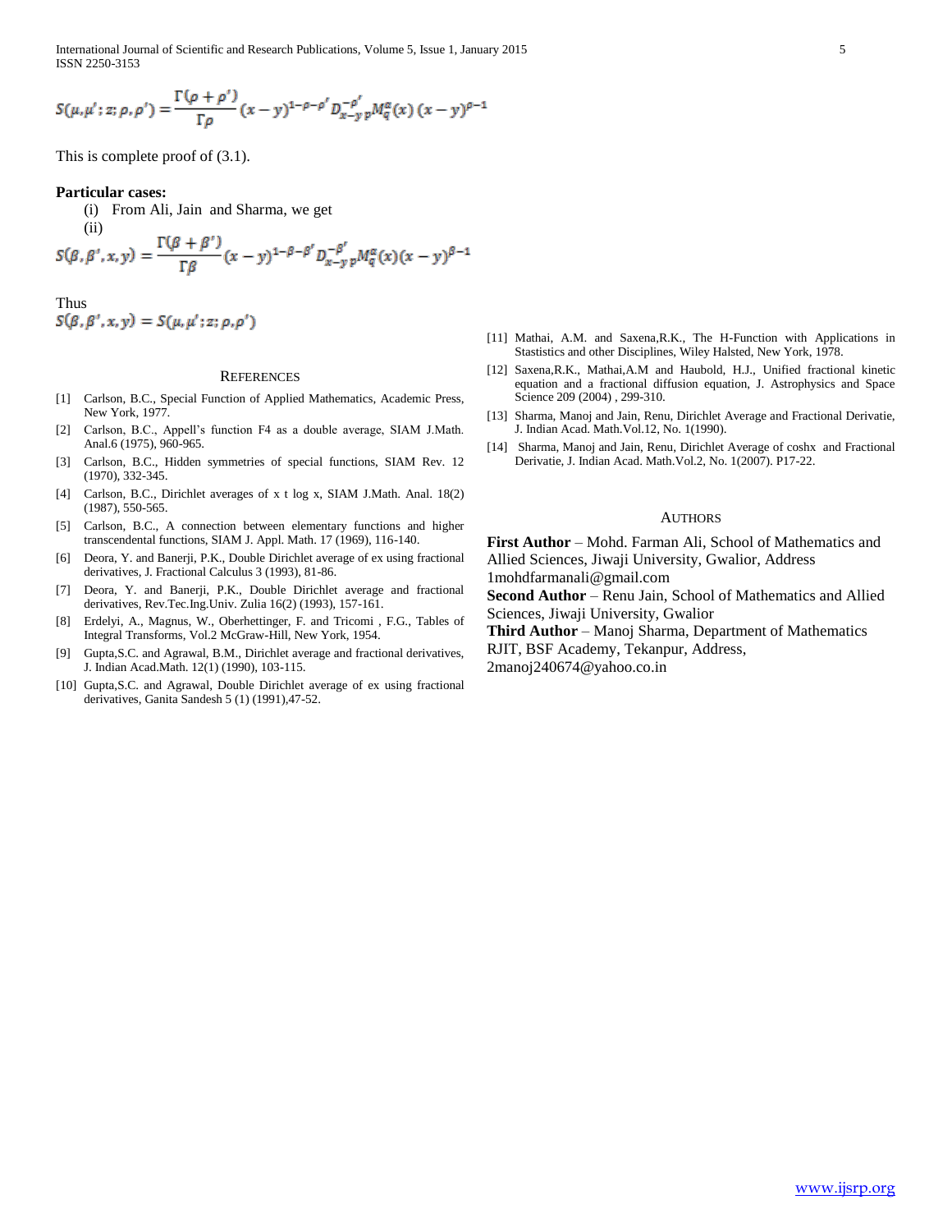$$S(\mu, \mu'; z; \rho, \rho') = \frac{\Gamma(\rho + \rho')}{\Gamma\rho} (x - y)^{1-\rho-\rho'} D_{x-y\,p}^{-\rho'} M_q^{\alpha}(x)\,(x - y)^{\rho-1}$$

This is complete proof of (3.1).

**Particular cases:**

(i) From Ali, Jain and Sharma, we get

(ii)

$$S(\beta, \beta', x, y) = \frac{\Gamma(\beta + \beta')}{\Gamma\beta} (x - y)^{1-\beta-\beta'} D_{x-y\,p}^{-\beta'} M_q^{\alpha}(x)(x - y)^{\beta-1}$$

Thus

$$S(\beta, \beta', x, y) = S(\mu, \mu'; z; \rho, \rho')$$

## References

[1] Carlson, B.C., Special Function of Applied Mathematics, Academic Press, New York, 1977.

[2] Carlson, B.C., Appell's function F4 as a double average, SIAM J.Math. Anal.6 (1975), 960-965.

[3] Carlson, B.C., Hidden symmetries of special functions, SIAM Rev. 12 (1970), 332-345.

[4] Carlson, B.C., Dirichlet averages of x t log x, SIAM J.Math. Anal. 18(2) (1987), 550-565.

[5] Carlson, B.C., A connection between elementary functions and higher transcendental functions, SIAM J. Appl. Math. 17 (1969), 116-140.

[6] Deora, Y. and Banerji, P.K., Double Dirichlet average of ex using fractional derivatives, J. Fractional Calculus 3 (1993), 81-86.

[7] Deora, Y. and Banerji, P.K., Double Dirichlet average and fractional derivatives, Rev.Tec.Ing.Univ. Zulia 16(2) (1993), 157-161.

[8] Erdelyi, A., Magnus, W., Oberhettinger, F. and Tricomi , F.G., Tables of Integral Transforms, Vol.2 McGraw-Hill, New York, 1954.

[9] Gupta,S.C. and Agrawal, B.M., Dirichlet average and fractional derivatives, J. Indian Acad.Math. 12(1) (1990), 103-115.

[10] Gupta,S.C. and Agrawal, Double Dirichlet average of ex using fractional derivatives, Ganita Sandesh 5 (1) (1991),47-52.

[11] Mathai, A.M. and Saxena,R.K., The H-Function with Applications in Stastistics and other Disciplines, Wiley Halsted, New York, 1978.

[12] Saxena,R.K., Mathai,A.M and Haubold, H.J., Unified fractional kinetic equation and a fractional diffusion equation, J. Astrophysics and Space Science 209 (2004) , 299-310.

[13] Sharma, Manoj and Jain, Renu, Dirichlet Average and Fractional Derivatie, J. Indian Acad. Math.Vol.12, No. 1(1990).

[14] Sharma, Manoj and Jain, Renu, Dirichlet Average of coshx and Fractional Derivatie, J. Indian Acad. Math.Vol.2, No. 1(2007). P17-22.

## Authors

**First Author** – Mohd. Farman Ali, School of Mathematics and Allied Sciences, Jiwaji University, Gwalior, Address 1mohdfarmanali@gmail.com

**Second Author** – Renu Jain, School of Mathematics and Allied Sciences, Jiwaji University, Gwalior

**Third Author** – Manoj Sharma, Department of Mathematics RJIT, BSF Academy, Tekanpur, Address, 2manoj240674@yahoo.co.in